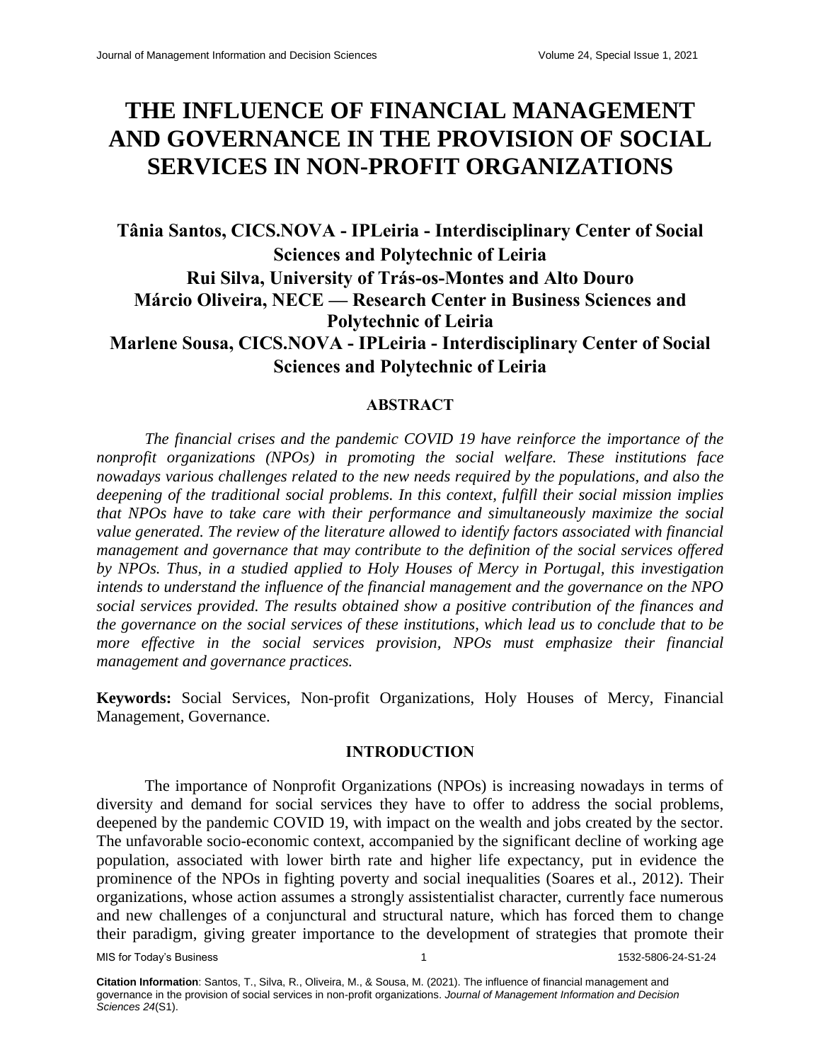# THE INFLUENCE OF FINANCIAL MANAGEMENT AND GOVERNANCE IN THE PROVISION OF SOCIAL SERVICES IN NON-PROFIT ORGANIZATIONS

**Tânia Santos, CICS.NOVA - IPLeiria - Interdisciplinary Center of Social Sciences and Polytechnic of Leiria**
**Rui Silva, University of Trás-os-Montes and Alto Douro**
**Márcio Oliveira, NECE — Research Center in Business Sciences and Polytechnic of Leiria**
**Marlene Sousa, CICS.NOVA - IPLeiria - Interdisciplinary Center of Social Sciences and Polytechnic of Leiria**

## ABSTRACT

*The financial crises and the pandemic COVID 19 have reinforce the importance of the nonprofit organizations (NPOs) in promoting the social welfare. These institutions face nowadays various challenges related to the new needs required by the populations, and also the deepening of the traditional social problems. In this context, fulfill their social mission implies that NPOs have to take care with their performance and simultaneously maximize the social value generated. The review of the literature allowed to identify factors associated with financial management and governance that may contribute to the definition of the social services offered by NPOs. Thus, in a studied applied to Holy Houses of Mercy in Portugal, this investigation intends to understand the influence of the financial management and the governance on the NPO social services provided. The results obtained show a positive contribution of the finances and the governance on the social services of these institutions, which lead us to conclude that to be more effective in the social services provision, NPOs must emphasize their financial management and governance practices.*

**Keywords:** Social Services, Non-profit Organizations, Holy Houses of Mercy, Financial Management, Governance.

## INTRODUCTION

The importance of Nonprofit Organizations (NPOs) is increasing nowadays in terms of diversity and demand for social services they have to offer to address the social problems, deepened by the pandemic COVID 19, with impact on the wealth and jobs created by the sector. The unfavorable socio-economic context, accompanied by the significant decline of working age population, associated with lower birth rate and higher life expectancy, put in evidence the prominence of the NPOs in fighting poverty and social inequalities (Soares et al., 2012). Their organizations, whose action assumes a strongly assistentialist character, currently face numerous and new challenges of a conjunctural and structural nature, which has forced them to change their paradigm, giving greater importance to the development of strategies that promote their

**Citation Information**: Santos, T., Silva, R., Oliveira, M., & Sousa, M. (2021). The influence of financial management and governance in the provision of social services in non-profit organizations. *Journal of Management Information and Decision Sciences 24*(S1).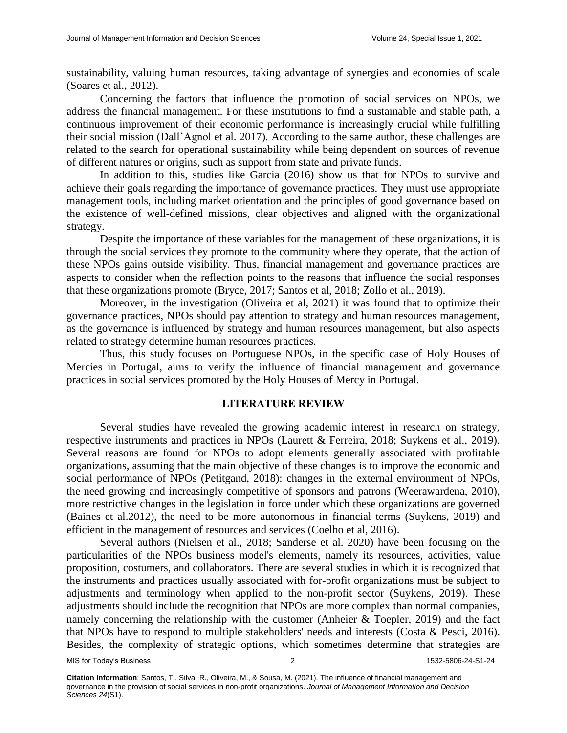sustainability, valuing human resources, taking advantage of synergies and economies of scale (Soares et al., 2012).

Concerning the factors that influence the promotion of social services on NPOs, we address the financial management. For these institutions to find a sustainable and stable path, a continuous improvement of their economic performance is increasingly crucial while fulfilling their social mission (Dall'Agnol et al. 2017). According to the same author, these challenges are related to the search for operational sustainability while being dependent on sources of revenue of different natures or origins, such as support from state and private funds.

In addition to this, studies like Garcia (2016) show us that for NPOs to survive and achieve their goals regarding the importance of governance practices. They must use appropriate management tools, including market orientation and the principles of good governance based on the existence of well-defined missions, clear objectives and aligned with the organizational strategy.

Despite the importance of these variables for the management of these organizations, it is through the social services they promote to the community where they operate, that the action of these NPOs gains outside visibility. Thus, financial management and governance practices are aspects to consider when the reflection points to the reasons that influence the social responses that these organizations promote (Bryce, 2017; Santos et al, 2018; Zollo et al., 2019).

Moreover, in the investigation (Oliveira et al, 2021) it was found that to optimize their governance practices, NPOs should pay attention to strategy and human resources management, as the governance is influenced by strategy and human resources management, but also aspects related to strategy determine human resources practices.

Thus, this study focuses on Portuguese NPOs, in the specific case of Holy Houses of Mercies in Portugal, aims to verify the influence of financial management and governance practices in social services promoted by the Holy Houses of Mercy in Portugal.

## LITERATURE REVIEW

Several studies have revealed the growing academic interest in research on strategy, respective instruments and practices in NPOs (Laurett & Ferreira, 2018; Suykens et al., 2019). Several reasons are found for NPOs to adopt elements generally associated with profitable organizations, assuming that the main objective of these changes is to improve the economic and social performance of NPOs (Petitgand, 2018): changes in the external environment of NPOs, the need growing and increasingly competitive of sponsors and patrons (Weerawardena, 2010), more restrictive changes in the legislation in force under which these organizations are governed (Baines et al.2012), the need to be more autonomous in financial terms (Suykens, 2019) and efficient in the management of resources and services (Coelho et al, 2016).

Several authors (Nielsen et al., 2018; Sanderse et al. 2020) have been focusing on the particularities of the NPOs business model's elements, namely its resources, activities, value proposition, costumers, and collaborators. There are several studies in which it is recognized that the instruments and practices usually associated with for-profit organizations must be subject to adjustments and terminology when applied to the non-profit sector (Suykens, 2019). These adjustments should include the recognition that NPOs are more complex than normal companies, namely concerning the relationship with the customer (Anheier & Toepler, 2019) and the fact that NPOs have to respond to multiple stakeholders' needs and interests (Costa & Pesci, 2016). Besides, the complexity of strategic options, which sometimes determine that strategies are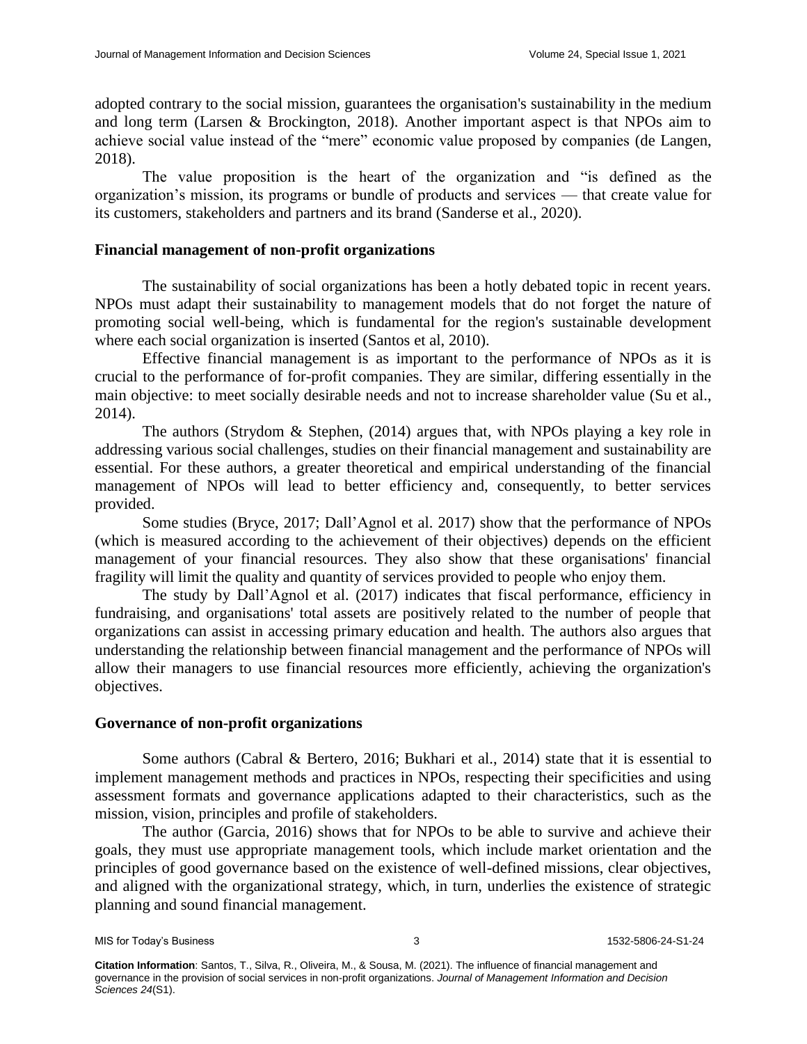adopted contrary to the social mission, guarantees the organisation's sustainability in the medium and long term (Larsen & Brockington, 2018). Another important aspect is that NPOs aim to achieve social value instead of the "mere" economic value proposed by companies (de Langen, 2018).

The value proposition is the heart of the organization and "is defined as the organization's mission, its programs or bundle of products and services — that create value for its customers, stakeholders and partners and its brand (Sanderse et al., 2020).

### Financial management of non-profit organizations

The sustainability of social organizations has been a hotly debated topic in recent years. NPOs must adapt their sustainability to management models that do not forget the nature of promoting social well-being, which is fundamental for the region's sustainable development where each social organization is inserted (Santos et al, 2010).

Effective financial management is as important to the performance of NPOs as it is crucial to the performance of for-profit companies. They are similar, differing essentially in the main objective: to meet socially desirable needs and not to increase shareholder value (Su et al., 2014).

The authors (Strydom & Stephen, (2014) argues that, with NPOs playing a key role in addressing various social challenges, studies on their financial management and sustainability are essential. For these authors, a greater theoretical and empirical understanding of the financial management of NPOs will lead to better efficiency and, consequently, to better services provided.

Some studies (Bryce, 2017; Dall'Agnol et al. 2017) show that the performance of NPOs (which is measured according to the achievement of their objectives) depends on the efficient management of your financial resources. They also show that these organisations' financial fragility will limit the quality and quantity of services provided to people who enjoy them.

The study by Dall'Agnol et al. (2017) indicates that fiscal performance, efficiency in fundraising, and organisations' total assets are positively related to the number of people that organizations can assist in accessing primary education and health. The authors also argues that understanding the relationship between financial management and the performance of NPOs will allow their managers to use financial resources more efficiently, achieving the organization's objectives.

### Governance of non-profit organizations

Some authors (Cabral & Bertero, 2016; Bukhari et al., 2014) state that it is essential to implement management methods and practices in NPOs, respecting their specificities and using assessment formats and governance applications adapted to their characteristics, such as the mission, vision, principles and profile of stakeholders.

The author (Garcia, 2016) shows that for NPOs to be able to survive and achieve their goals, they must use appropriate management tools, which include market orientation and the principles of good governance based on the existence of well-defined missions, clear objectives, and aligned with the organizational strategy, which, in turn, underlies the existence of strategic planning and sound financial management.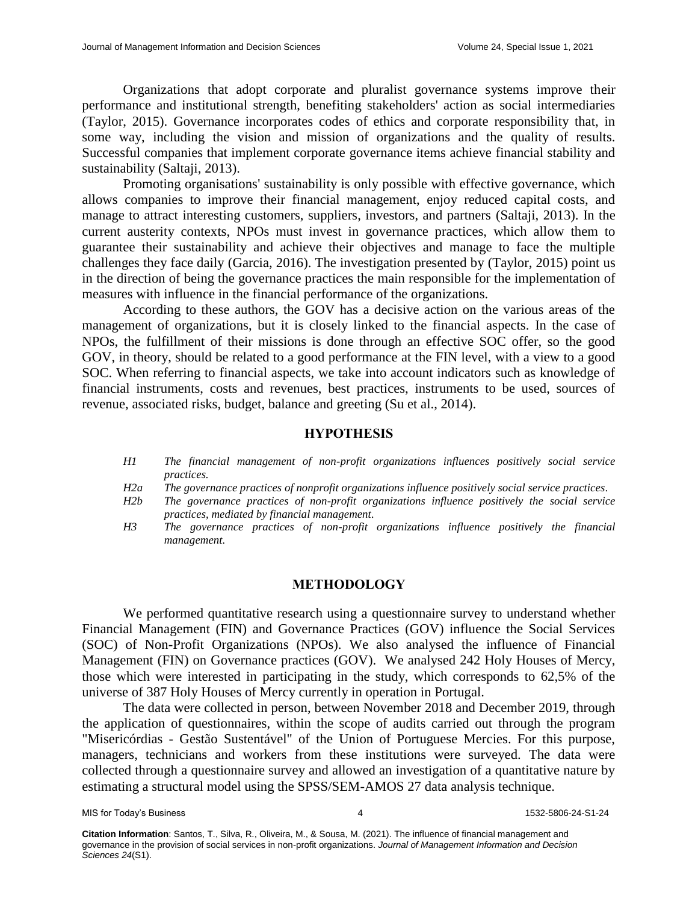Organizations that adopt corporate and pluralist governance systems improve their performance and institutional strength, benefiting stakeholders' action as social intermediaries (Taylor, 2015). Governance incorporates codes of ethics and corporate responsibility that, in some way, including the vision and mission of organizations and the quality of results. Successful companies that implement corporate governance items achieve financial stability and sustainability (Saltaji, 2013).

Promoting organisations' sustainability is only possible with effective governance, which allows companies to improve their financial management, enjoy reduced capital costs, and manage to attract interesting customers, suppliers, investors, and partners (Saltaji, 2013). In the current austerity contexts, NPOs must invest in governance practices, which allow them to guarantee their sustainability and achieve their objectives and manage to face the multiple challenges they face daily (Garcia, 2016). The investigation presented by (Taylor, 2015) point us in the direction of being the governance practices the main responsible for the implementation of measures with influence in the financial performance of the organizations.

According to these authors, the GOV has a decisive action on the various areas of the management of organizations, but it is closely linked to the financial aspects. In the case of NPOs, the fulfillment of their missions is done through an effective SOC offer, so the good GOV, in theory, should be related to a good performance at the FIN level, with a view to a good SOC. When referring to financial aspects, we take into account indicators such as knowledge of financial instruments, costs and revenues, best practices, instruments to be used, sources of revenue, associated risks, budget, balance and greeting (Su et al., 2014).

## HYPOTHESIS

- *H1* — *The financial management of non-profit organizations influences positively social service practices.*
- *H2a* — *The governance practices of nonprofit organizations influence positively social service practices.*
- *H2b* — *The governance practices of non-profit organizations influence positively the social service practices, mediated by financial management.*
- *H3* — *The governance practices of non-profit organizations influence positively the financial management.*

## METHODOLOGY

We performed quantitative research using a questionnaire survey to understand whether Financial Management (FIN) and Governance Practices (GOV) influence the Social Services (SOC) of Non-Profit Organizations (NPOs). We also analysed the influence of Financial Management (FIN) on Governance practices (GOV). We analysed 242 Holy Houses of Mercy, those which were interested in participating in the study, which corresponds to 62,5% of the universe of 387 Holy Houses of Mercy currently in operation in Portugal.

The data were collected in person, between November 2018 and December 2019, through the application of questionnaires, within the scope of audits carried out through the program "Misericórdias - Gestão Sustentável" of the Union of Portuguese Mercies. For this purpose, managers, technicians and workers from these institutions were surveyed. The data were collected through a questionnaire survey and allowed an investigation of a quantitative nature by estimating a structural model using the SPSS/SEM-AMOS 27 data analysis technique.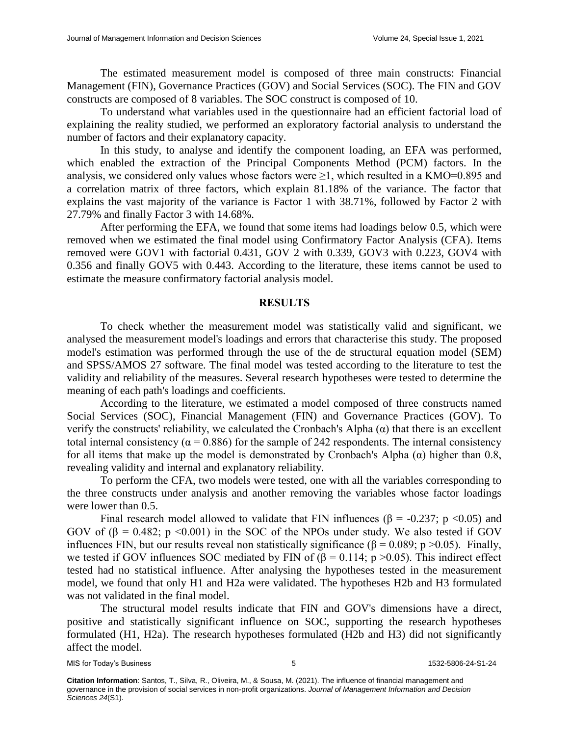The estimated measurement model is composed of three main constructs: Financial Management (FIN), Governance Practices (GOV) and Social Services (SOC). The FIN and GOV constructs are composed of 8 variables. The SOC construct is composed of 10.

To understand what variables used in the questionnaire had an efficient factorial load of explaining the reality studied, we performed an exploratory factorial analysis to understand the number of factors and their explanatory capacity.

In this study, to analyse and identify the component loading, an EFA was performed, which enabled the extraction of the Principal Components Method (PCM) factors. In the analysis, we considered only values whose factors were $\geq 1$, which resulted in a KMO=0.895 and a correlation matrix of three factors, which explain 81.18% of the variance. The factor that explains the vast majority of the variance is Factor 1 with 38.71%, followed by Factor 2 with 27.79% and finally Factor 3 with 14.68%.

After performing the EFA, we found that some items had loadings below 0.5, which were removed when we estimated the final model using Confirmatory Factor Analysis (CFA). Items removed were GOV1 with factorial 0.431, GOV 2 with 0.339, GOV3 with 0.223, GOV4 with 0.356 and finally GOV5 with 0.443. According to the literature, these items cannot be used to estimate the measure confirmatory factorial analysis model.

## RESULTS

To check whether the measurement model was statistically valid and significant, we analysed the measurement model's loadings and errors that characterise this study. The proposed model's estimation was performed through the use of the de structural equation model (SEM) and SPSS/AMOS 27 software. The final model was tested according to the literature to test the validity and reliability of the measures. Several research hypotheses were tested to determine the meaning of each path's loadings and coefficients.

According to the literature, we estimated a model composed of three constructs named Social Services (SOC), Financial Management (FIN) and Governance Practices (GOV). To verify the constructs' reliability, we calculated the Cronbach's Alpha ($\alpha$) that there is an excellent total internal consistency ($\alpha = 0.886$) for the sample of 242 respondents. The internal consistency for all items that make up the model is demonstrated by Cronbach's Alpha ($\alpha$) higher than 0.8, revealing validity and internal and explanatory reliability.

To perform the CFA, two models were tested, one with all the variables corresponding to the three constructs under analysis and another removing the variables whose factor loadings were lower than 0.5.

Final research model allowed to validate that FIN influences ($\beta = -0.237$; $p < 0.05$) and GOV of ($\beta = 0.482$; $p < 0.001$) in the SOC of the NPOs under study. We also tested if GOV influences FIN, but our results reveal non statistically significance ($\beta = 0.089$; $p > 0.05$). Finally, we tested if GOV influences SOC mediated by FIN of ($\beta = 0.114$; $p > 0.05$). This indirect effect tested had no statistical influence. After analysing the hypotheses tested in the measurement model, we found that only H1 and H2a were validated. The hypotheses H2b and H3 formulated was not validated in the final model.

The structural model results indicate that FIN and GOV's dimensions have a direct, positive and statistically significant influence on SOC, supporting the research hypotheses formulated (H1, H2a). The research hypotheses formulated (H2b and H3) did not significantly affect the model.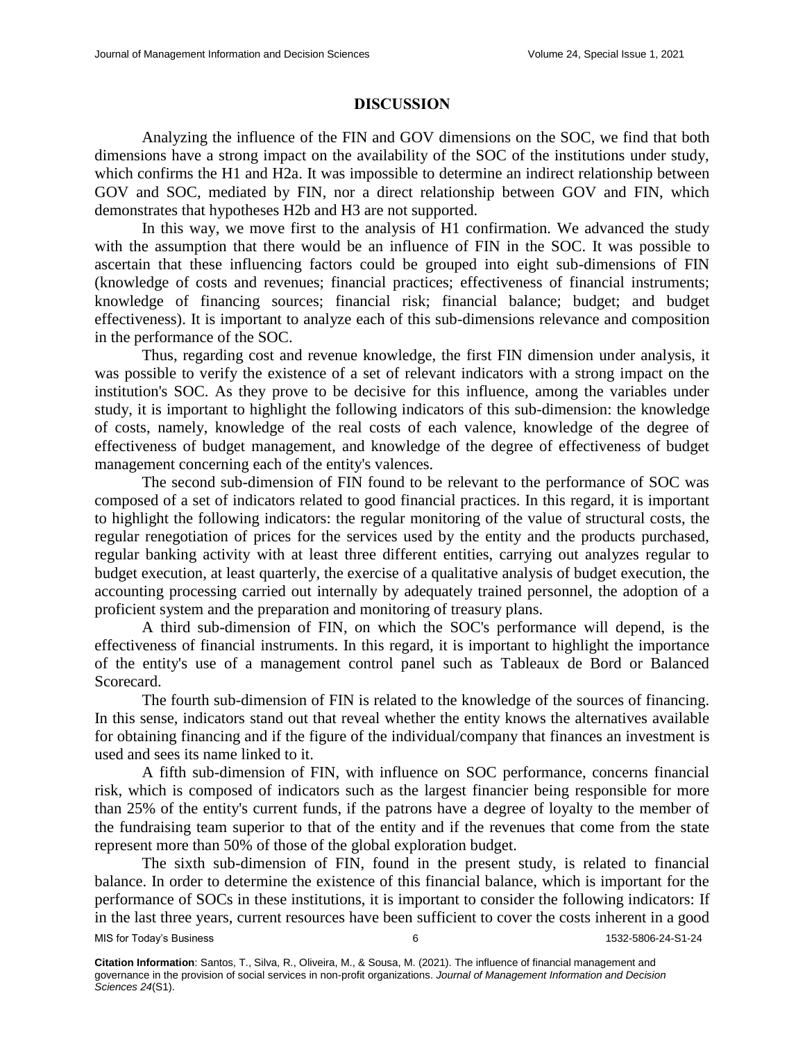## DISCUSSION

Analyzing the influence of the FIN and GOV dimensions on the SOC, we find that both dimensions have a strong impact on the availability of the SOC of the institutions under study, which confirms the H1 and H2a. It was impossible to determine an indirect relationship between GOV and SOC, mediated by FIN, nor a direct relationship between GOV and FIN, which demonstrates that hypotheses H2b and H3 are not supported.

In this way, we move first to the analysis of H1 confirmation. We advanced the study with the assumption that there would be an influence of FIN in the SOC. It was possible to ascertain that these influencing factors could be grouped into eight sub-dimensions of FIN (knowledge of costs and revenues; financial practices; effectiveness of financial instruments; knowledge of financing sources; financial risk; financial balance; budget; and budget effectiveness). It is important to analyze each of this sub-dimensions relevance and composition in the performance of the SOC.

Thus, regarding cost and revenue knowledge, the first FIN dimension under analysis, it was possible to verify the existence of a set of relevant indicators with a strong impact on the institution's SOC. As they prove to be decisive for this influence, among the variables under study, it is important to highlight the following indicators of this sub-dimension: the knowledge of costs, namely, knowledge of the real costs of each valence, knowledge of the degree of effectiveness of budget management, and knowledge of the degree of effectiveness of budget management concerning each of the entity's valences.

The second sub-dimension of FIN found to be relevant to the performance of SOC was composed of a set of indicators related to good financial practices. In this regard, it is important to highlight the following indicators: the regular monitoring of the value of structural costs, the regular renegotiation of prices for the services used by the entity and the products purchased, regular banking activity with at least three different entities, carrying out analyzes regular to budget execution, at least quarterly, the exercise of a qualitative analysis of budget execution, the accounting processing carried out internally by adequately trained personnel, the adoption of a proficient system and the preparation and monitoring of treasury plans.

A third sub-dimension of FIN, on which the SOC's performance will depend, is the effectiveness of financial instruments. In this regard, it is important to highlight the importance of the entity's use of a management control panel such as Tableaux de Bord or Balanced Scorecard.

The fourth sub-dimension of FIN is related to the knowledge of the sources of financing. In this sense, indicators stand out that reveal whether the entity knows the alternatives available for obtaining financing and if the figure of the individual/company that finances an investment is used and sees its name linked to it.

A fifth sub-dimension of FIN, with influence on SOC performance, concerns financial risk, which is composed of indicators such as the largest financier being responsible for more than 25% of the entity's current funds, if the patrons have a degree of loyalty to the member of the fundraising team superior to that of the entity and if the revenues that come from the state represent more than 50% of those of the global exploration budget.

The sixth sub-dimension of FIN, found in the present study, is related to financial balance. In order to determine the existence of this financial balance, which is important for the performance of SOCs in these institutions, it is important to consider the following indicators: If in the last three years, current resources have been sufficient to cover the costs inherent in a good

**Citation Information**: Santos, T., Silva, R., Oliveira, M., & Sousa, M. (2021). The influence of financial management and governance in the provision of social services in non-profit organizations. *Journal of Management Information and Decision Sciences 24*(S1).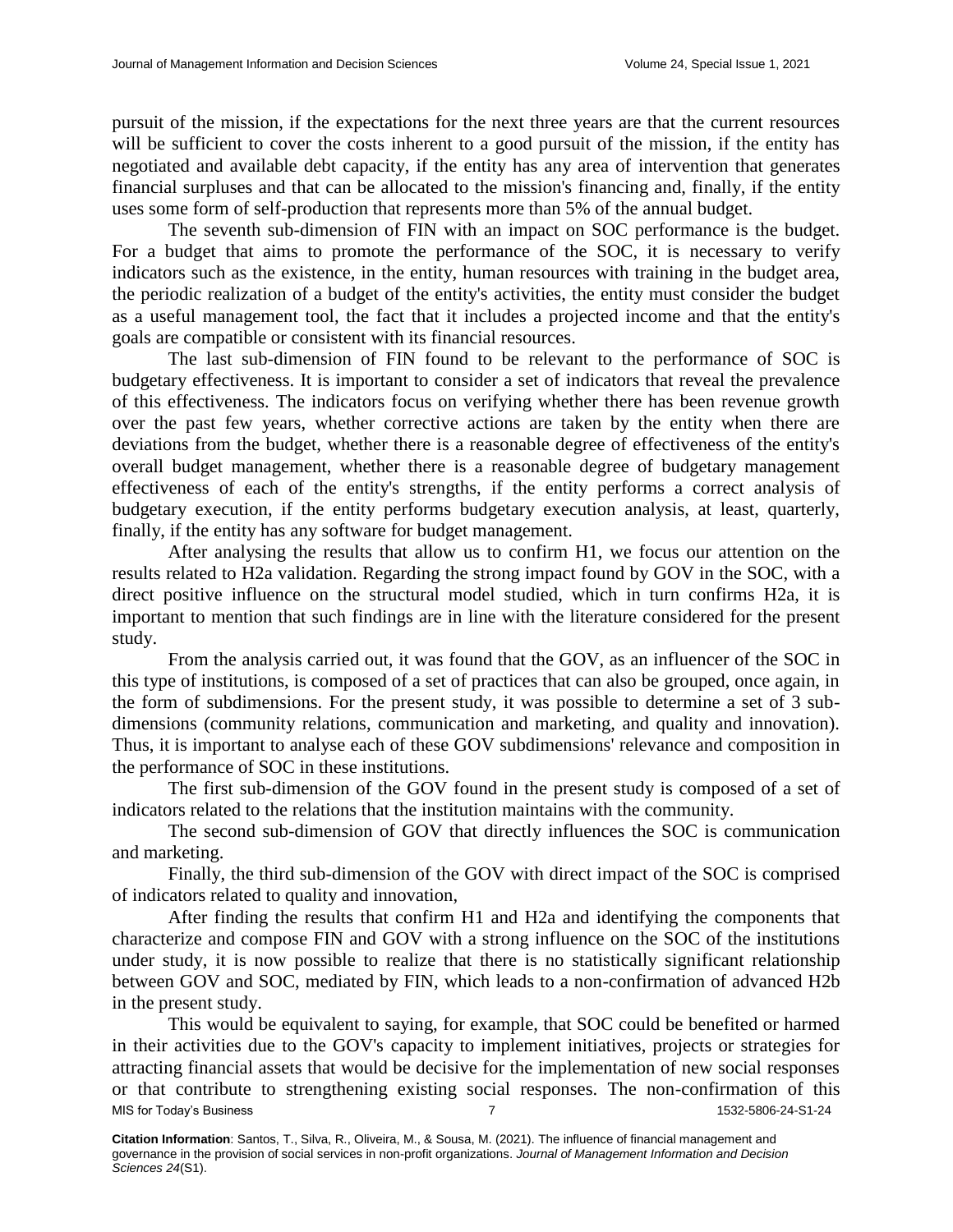pursuit of the mission, if the expectations for the next three years are that the current resources will be sufficient to cover the costs inherent to a good pursuit of the mission, if the entity has negotiated and available debt capacity, if the entity has any area of intervention that generates financial surpluses and that can be allocated to the mission's financing and, finally, if the entity uses some form of self-production that represents more than 5% of the annual budget.

The seventh sub-dimension of FIN with an impact on SOC performance is the budget. For a budget that aims to promote the performance of the SOC, it is necessary to verify indicators such as the existence, in the entity, human resources with training in the budget area, the periodic realization of a budget of the entity's activities, the entity must consider the budget as a useful management tool, the fact that it includes a projected income and that the entity's goals are compatible or consistent with its financial resources.

The last sub-dimension of FIN found to be relevant to the performance of SOC is budgetary effectiveness. It is important to consider a set of indicators that reveal the prevalence of this effectiveness. The indicators focus on verifying whether there has been revenue growth over the past few years, whether corrective actions are taken by the entity when there are deviations from the budget, whether there is a reasonable degree of effectiveness of the entity's overall budget management, whether there is a reasonable degree of budgetary management effectiveness of each of the entity's strengths, if the entity performs a correct analysis of budgetary execution, if the entity performs budgetary execution analysis, at least, quarterly, finally, if the entity has any software for budget management.

After analysing the results that allow us to confirm H1, we focus our attention on the results related to H2a validation. Regarding the strong impact found by GOV in the SOC, with a direct positive influence on the structural model studied, which in turn confirms H2a, it is important to mention that such findings are in line with the literature considered for the present study.

From the analysis carried out, it was found that the GOV, as an influencer of the SOC in this type of institutions, is composed of a set of practices that can also be grouped, once again, in the form of subdimensions. For the present study, it was possible to determine a set of 3 sub-dimensions (community relations, communication and marketing, and quality and innovation). Thus, it is important to analyse each of these GOV subdimensions' relevance and composition in the performance of SOC in these institutions.

The first sub-dimension of the GOV found in the present study is composed of a set of indicators related to the relations that the institution maintains with the community.

The second sub-dimension of GOV that directly influences the SOC is communication and marketing.

Finally, the third sub-dimension of the GOV with direct impact of the SOC is comprised of indicators related to quality and innovation,

After finding the results that confirm H1 and H2a and identifying the components that characterize and compose FIN and GOV with a strong influence on the SOC of the institutions under study, it is now possible to realize that there is no statistically significant relationship between GOV and SOC, mediated by FIN, which leads to a non-confirmation of advanced H2b in the present study.

This would be equivalent to saying, for example, that SOC could be benefited or harmed in their activities due to the GOV's capacity to implement initiatives, projects or strategies for attracting financial assets that would be decisive for the implementation of new social responses or that contribute to strengthening existing social responses. The non-confirmation of this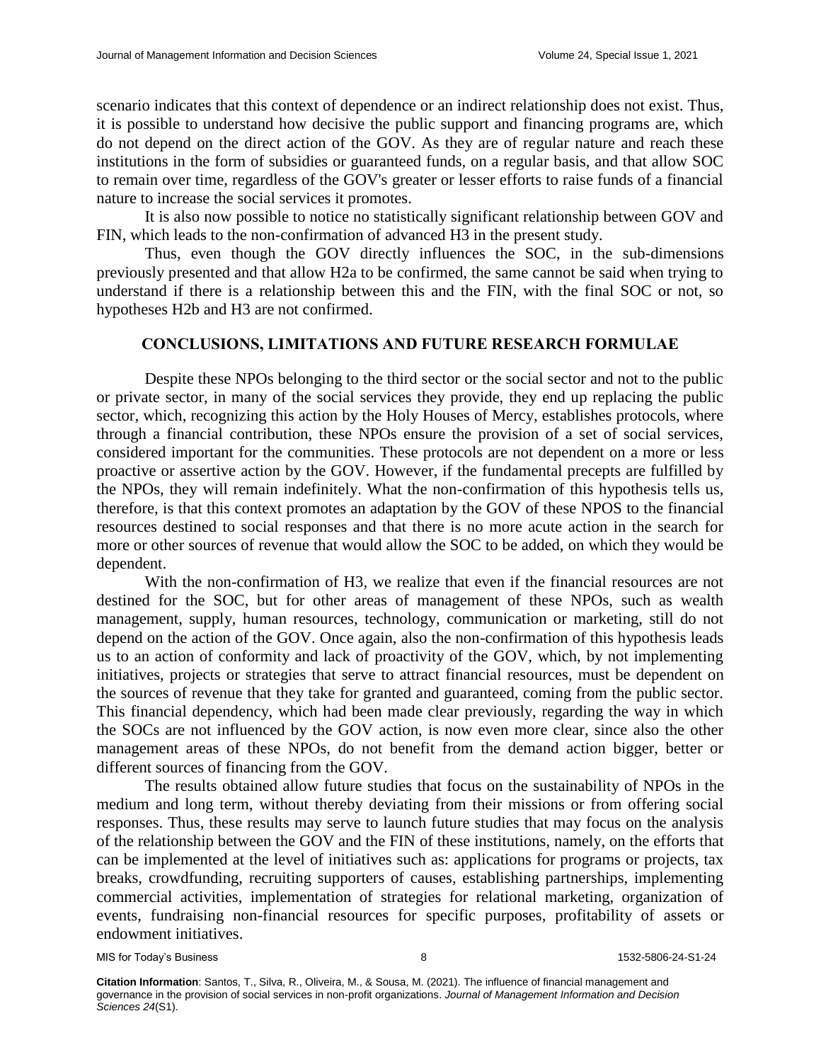scenario indicates that this context of dependence or an indirect relationship does not exist. Thus, it is possible to understand how decisive the public support and financing programs are, which do not depend on the direct action of the GOV. As they are of regular nature and reach these institutions in the form of subsidies or guaranteed funds, on a regular basis, and that allow SOC to remain over time, regardless of the GOV's greater or lesser efforts to raise funds of a financial nature to increase the social services it promotes.

It is also now possible to notice no statistically significant relationship between GOV and FIN, which leads to the non-confirmation of advanced H3 in the present study.

Thus, even though the GOV directly influences the SOC, in the sub-dimensions previously presented and that allow H2a to be confirmed, the same cannot be said when trying to understand if there is a relationship between this and the FIN, with the final SOC or not, so hypotheses H2b and H3 are not confirmed.

## CONCLUSIONS, LIMITATIONS AND FUTURE RESEARCH FORMULAE

Despite these NPOs belonging to the third sector or the social sector and not to the public or private sector, in many of the social services they provide, they end up replacing the public sector, which, recognizing this action by the Holy Houses of Mercy, establishes protocols, where through a financial contribution, these NPOs ensure the provision of a set of social services, considered important for the communities. These protocols are not dependent on a more or less proactive or assertive action by the GOV. However, if the fundamental precepts are fulfilled by the NPOs, they will remain indefinitely. What the non-confirmation of this hypothesis tells us, therefore, is that this context promotes an adaptation by the GOV of these NPOS to the financial resources destined to social responses and that there is no more acute action in the search for more or other sources of revenue that would allow the SOC to be added, on which they would be dependent.

With the non-confirmation of H3, we realize that even if the financial resources are not destined for the SOC, but for other areas of management of these NPOs, such as wealth management, supply, human resources, technology, communication or marketing, still do not depend on the action of the GOV. Once again, also the non-confirmation of this hypothesis leads us to an action of conformity and lack of proactivity of the GOV, which, by not implementing initiatives, projects or strategies that serve to attract financial resources, must be dependent on the sources of revenue that they take for granted and guaranteed, coming from the public sector. This financial dependency, which had been made clear previously, regarding the way in which the SOCs are not influenced by the GOV action, is now even more clear, since also the other management areas of these NPOs, do not benefit from the demand action bigger, better or different sources of financing from the GOV.

The results obtained allow future studies that focus on the sustainability of NPOs in the medium and long term, without thereby deviating from their missions or from offering social responses. Thus, these results may serve to launch future studies that may focus on the analysis of the relationship between the GOV and the FIN of these institutions, namely, on the efforts that can be implemented at the level of initiatives such as: applications for programs or projects, tax breaks, crowdfunding, recruiting supporters of causes, establishing partnerships, implementing commercial activities, implementation of strategies for relational marketing, organization of events, fundraising non-financial resources for specific purposes, profitability of assets or endowment initiatives.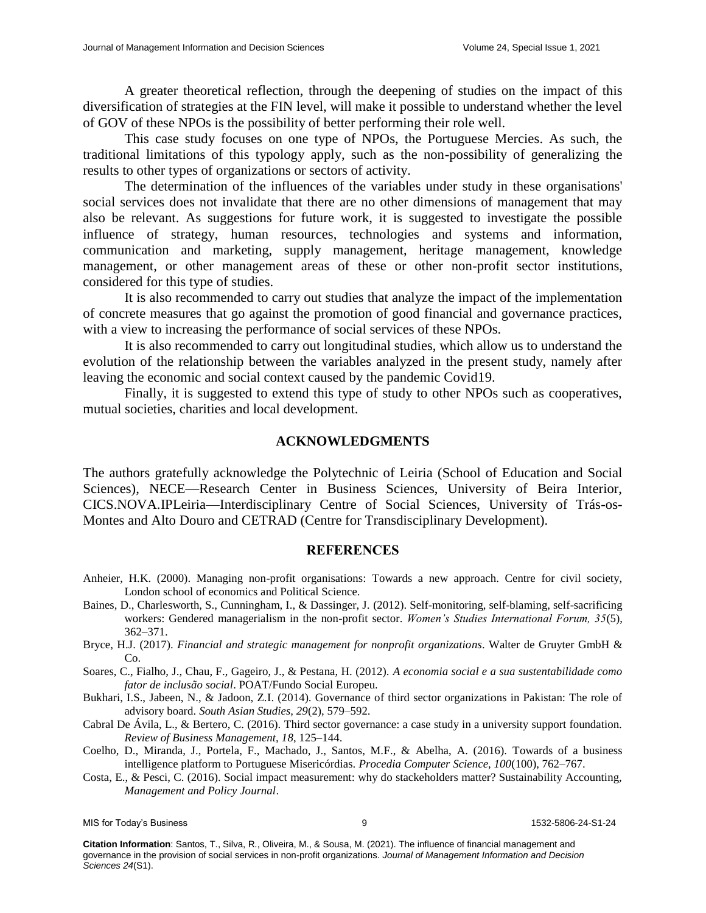A greater theoretical reflection, through the deepening of studies on the impact of this diversification of strategies at the FIN level, will make it possible to understand whether the level of GOV of these NPOs is the possibility of better performing their role well.

This case study focuses on one type of NPOs, the Portuguese Mercies. As such, the traditional limitations of this typology apply, such as the non-possibility of generalizing the results to other types of organizations or sectors of activity.

The determination of the influences of the variables under study in these organisations' social services does not invalidate that there are no other dimensions of management that may also be relevant. As suggestions for future work, it is suggested to investigate the possible influence of strategy, human resources, technologies and systems and information, communication and marketing, supply management, heritage management, knowledge management, or other management areas of these or other non-profit sector institutions, considered for this type of studies.

It is also recommended to carry out studies that analyze the impact of the implementation of concrete measures that go against the promotion of good financial and governance practices, with a view to increasing the performance of social services of these NPOs.

It is also recommended to carry out longitudinal studies, which allow us to understand the evolution of the relationship between the variables analyzed in the present study, namely after leaving the economic and social context caused by the pandemic Covid19.

Finally, it is suggested to extend this type of study to other NPOs such as cooperatives, mutual societies, charities and local development.

## ACKNOWLEDGMENTS

The authors gratefully acknowledge the Polytechnic of Leiria (School of Education and Social Sciences), NECE—Research Center in Business Sciences, University of Beira Interior, CICS.NOVA.IPLeiria—Interdisciplinary Centre of Social Sciences, University of Trás-os-Montes and Alto Douro and CETRAD (Centre for Transdisciplinary Development).

## REFERENCES

Anheier, H.K. (2000). Managing non-profit organisations: Towards a new approach. Centre for civil society, London school of economics and Political Science.

Baines, D., Charlesworth, S., Cunningham, I., & Dassinger, J. (2012). Self-monitoring, self-blaming, self-sacrificing workers: Gendered managerialism in the non-profit sector. *Women's Studies International Forum, 35*(5), 362–371.

Bryce, H.J. (2017). *Financial and strategic management for nonprofit organizations*. Walter de Gruyter GmbH & Co.

Soares, C., Fialho, J., Chau, F., Gageiro, J., & Pestana, H. (2012). *A economia social e a sua sustentabilidade como fator de inclusão social*. POAT/Fundo Social Europeu.

Bukhari, I.S., Jabeen, N., & Jadoon, Z.I. (2014). Governance of third sector organizations in Pakistan: The role of advisory board. *South Asian Studies, 29*(2), 579–592.

Cabral De Ávila, L., & Bertero, C. (2016). Third sector governance: a case study in a university support foundation. *Review of Business Management, 18*, 125–144.

Coelho, D., Miranda, J., Portela, F., Machado, J., Santos, M.F., & Abelha, A. (2016). Towards of a business intelligence platform to Portuguese Misericórdias. *Procedia Computer Science, 100*(100), 762–767.

Costa, E., & Pesci, C. (2016). Social impact measurement: why do stackeholders matter? Sustainability Accounting, *Management and Policy Journal*.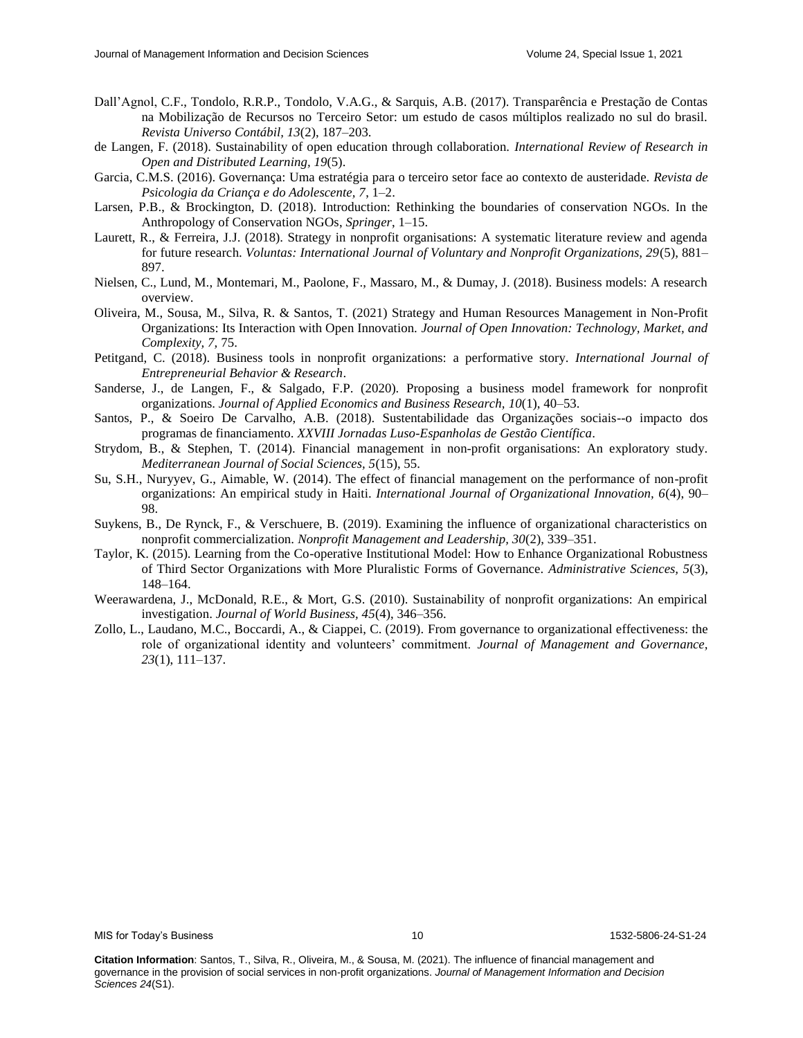Dall'Agnol, C.F., Tondolo, R.R.P., Tondolo, V.A.G., & Sarquis, A.B. (2017). Transparência e Prestação de Contas na Mobilização de Recursos no Terceiro Setor: um estudo de casos múltiplos realizado no sul do brasil. *Revista Universo Contábil, 13*(2), 187–203.

de Langen, F. (2018). Sustainability of open education through collaboration. *International Review of Research in Open and Distributed Learning, 19*(5).

Garcia, C.M.S. (2016). Governança: Uma estratégia para o terceiro setor face ao contexto de austeridade. *Revista de Psicologia da Criança e do Adolescente, 7*, 1–2.

Larsen, P.B., & Brockington, D. (2018). Introduction: Rethinking the boundaries of conservation NGOs. In the Anthropology of Conservation NGOs, *Springer*, 1–15.

Laurett, R., & Ferreira, J.J. (2018). Strategy in nonprofit organisations: A systematic literature review and agenda for future research. *Voluntas: International Journal of Voluntary and Nonprofit Organizations, 29*(5), 881–897.

Nielsen, C., Lund, M., Montemari, M., Paolone, F., Massaro, M., & Dumay, J. (2018). Business models: A research overview.

Oliveira, M., Sousa, M., Silva, R. & Santos, T. (2021) Strategy and Human Resources Management in Non-Profit Organizations: Its Interaction with Open Innovation. *Journal of Open Innovation: Technology, Market, and Complexity, 7*, 75.

Petitgand, C. (2018). Business tools in nonprofit organizations: a performative story. *International Journal of Entrepreneurial Behavior & Research*.

Sanderse, J., de Langen, F., & Salgado, F.P. (2020). Proposing a business model framework for nonprofit organizations. *Journal of Applied Economics and Business Research, 10*(1), 40–53.

Santos, P., & Soeiro De Carvalho, A.B. (2018). Sustentabilidade das Organizações sociais--o impacto dos programas de financiamento. *XXVIII Jornadas Luso-Espanholas de Gestão Científica*.

Strydom, B., & Stephen, T. (2014). Financial management in non-profit organisations: An exploratory study. *Mediterranean Journal of Social Sciences, 5*(15), 55.

Su, S.H., Nuryyev, G., Aimable, W. (2014). The effect of financial management on the performance of non-profit organizations: An empirical study in Haiti. *International Journal of Organizational Innovation, 6*(4), 90–98.

Suykens, B., De Rynck, F., & Verschuere, B. (2019). Examining the influence of organizational characteristics on nonprofit commercialization. *Nonprofit Management and Leadership, 30*(2), 339–351.

Taylor, K. (2015). Learning from the Co-operative Institutional Model: How to Enhance Organizational Robustness of Third Sector Organizations with More Pluralistic Forms of Governance. *Administrative Sciences, 5*(3), 148–164.

Weerawardena, J., McDonald, R.E., & Mort, G.S. (2010). Sustainability of nonprofit organizations: An empirical investigation. *Journal of World Business, 45*(4), 346–356.

Zollo, L., Laudano, M.C., Boccardi, A., & Ciappei, C. (2019). From governance to organizational effectiveness: the role of organizational identity and volunteers' commitment. *Journal of Management and Governance, 23*(1), 111–137.

**Citation Information**: Santos, T., Silva, R., Oliveira, M., & Sousa, M. (2021). The influence of financial management and governance in the provision of social services in non-profit organizations. *Journal of Management Information and Decision Sciences 24*(S1).